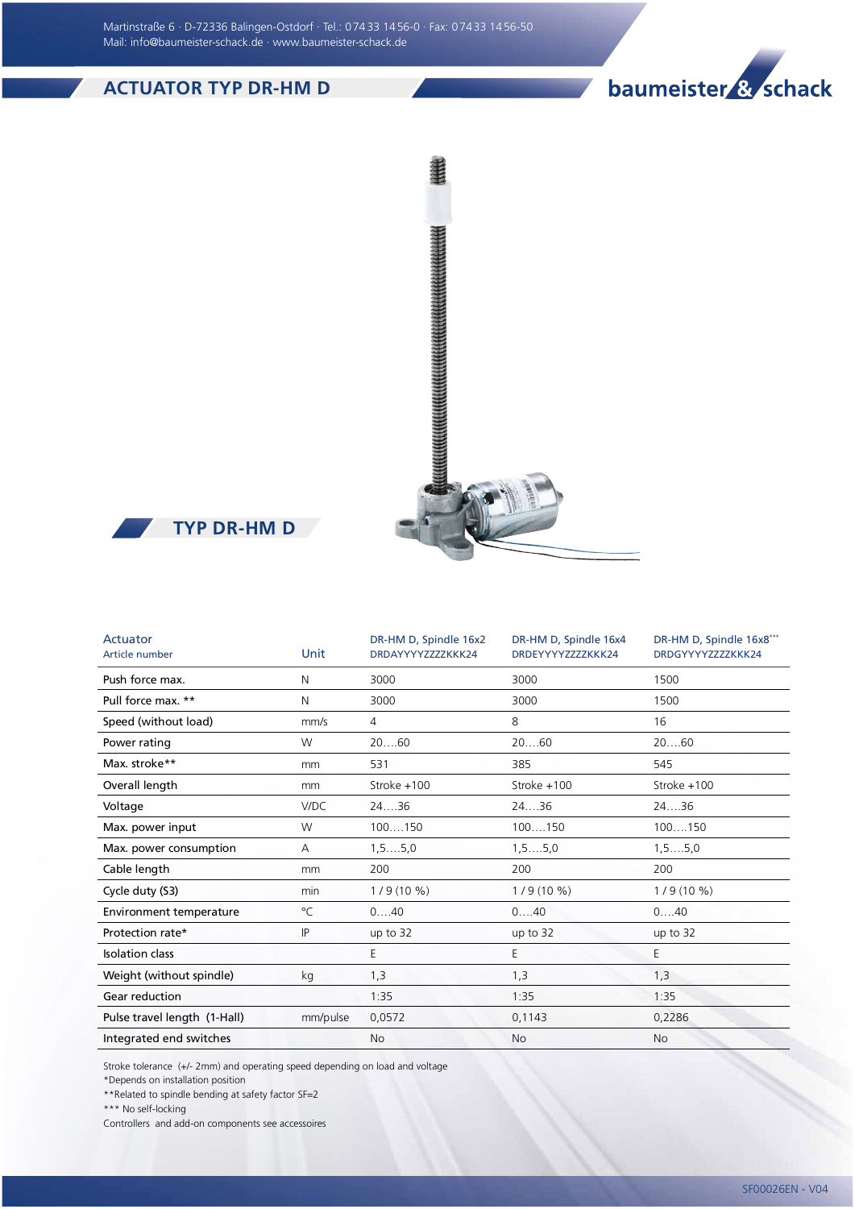# ACTUATOR TYP DR-HM D

## TYP DR-HM D

| Actuator<br>Article number | Unit | DR-HM D, Spindle 16x2<br>DRDAYYYYZZZZKKK24 | DR-HM D, Spindle 16x4<br>DRDEYYYYZZZZKKK24 | DR-HM D, Spindle 16x8***<br>DRDGYYYYZZZZKKK24 |
|---|---|---|---|---|
| Push force max. | N | 3000 | 3000 | 1500 |
| Pull force max. ** | N | 3000 | 3000 | 1500 |
| Speed (without load) | mm/s | 4 | 8 | 16 |
| Power rating | W | 20….60 | 20….60 | 20….60 |
| Max. stroke** | mm | 531 | 385 | 545 |
| Overall length | mm | Stroke +100 | Stroke +100 | Stroke +100 |
| Voltage | V/DC | 24….36 | 24….36 | 24….36 |
| Max. power input | W | 100….150 | 100….150 | 100….150 |
| Max. power consumption | A | 1,5….5,0 | 1,5….5,0 | 1,5….5,0 |
| Cable length | mm | 200 | 200 | 200 |
| Cycle duty (S3) | min | 1 / 9 (10 %) | 1 / 9 (10 %) | 1 / 9 (10 %) |
| Environment temperature | °C | 0….40 | 0….40 | 0….40 |
| Protection rate* | IP | up to 32 | up to 32 | up to 32 |
| Isolation class | | E | E | E |
| Weight (without spindle) | kg | 1,3 | 1,3 | 1,3 |
| Gear reduction | | 1:35 | 1:35 | 1:35 |
| Pulse travel length (1-Hall) | mm/pulse | 0,0572 | 0,1143 | 0,2286 |
| Integrated end switches | | No | No | No |

Stroke tolerance (+/- 2mm) and operating speed depending on load and voltage
*Depends on installation position
**Related to spindle bending at safety factor SF=2
*** No self-locking
Controllers and add-on components see accessoires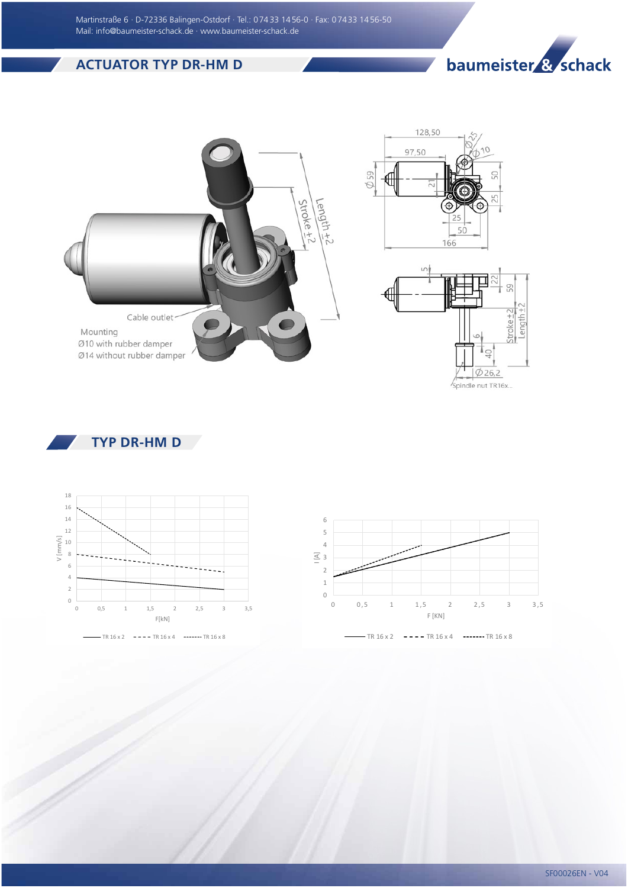Martinstraße 6 · D-72336 Balingen-Ostdorf · Tel.: 07433 1456-0 · Fax: 07433 1456-50
Mail: info@baumeister-schack.de · www.baumeister-schack.de

## ACTUATOR TYP DR-HM D

baumeister & schack

Stroke ±2
Length ±2
Cable outlet
Mounting
Ø10 with rubber damper
Ø14 without rubber damper

128,50
97,50
Ø25
Ø10
Ø59
21
50
25
25
50
166

5
22
59
Stroke ±2
Length ±2
6
40
Ø26,2
Spindle nut TR16x...

## TYP DR-HM D

18
16
14
12
10
8
6
4
2
0
V [mm/s]
0
0,5
1
1,5
2
2,5
3
3,5
F[kN]
TR 16 x 2
TR 16 x 4
TR 16 x 8

6
5
4
3
2
1
0
I [A]
0
0,5
1
1,5
2
2,5
3
3,5
F [KN]
TR 16 x 2
TR 16 x 4
TR 16 x 8

SF00026EN - V04